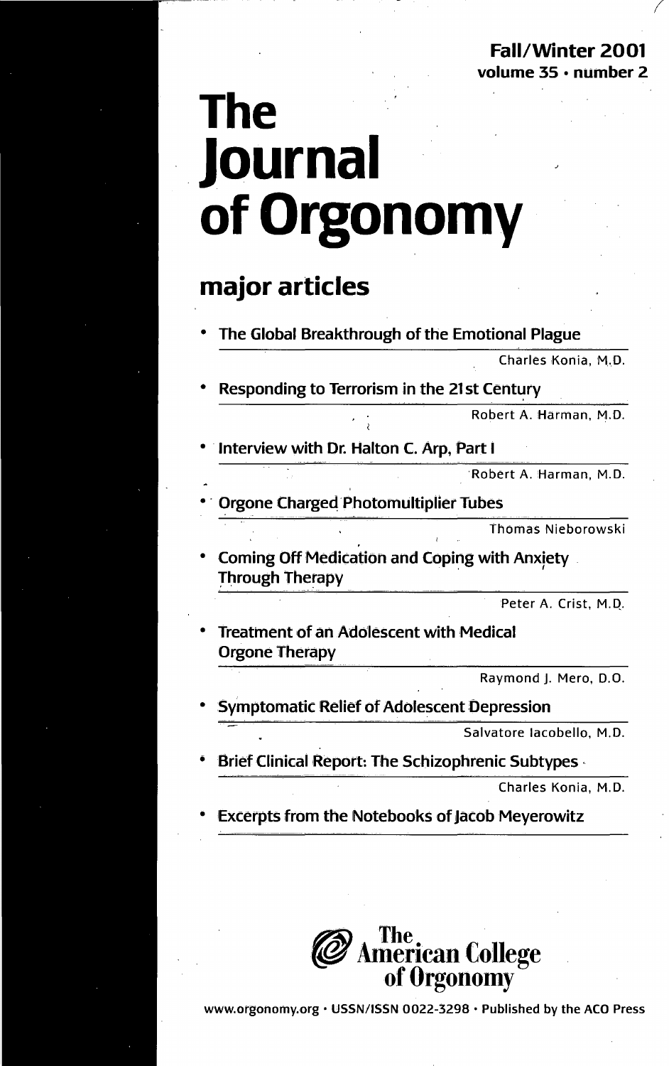**Fall/Winter 2001**
**volume 35 • number 2**

# The Journal of Orgonomy

## major articles

- **The Global Breakthrough of the Emotional Plague**
  Charles Konia, M.D.
- **Responding to Terrorism in the 21st Century**
  Robert A. Harman, M.D.
- **Interview with Dr. Halton C. Arp, Part I**
  Robert A. Harman, M.D.
- **Orgone Charged Photomultiplier Tubes**
  Thomas Nieborowski
- **Coming Off Medication and Coping with Anxiety Through Therapy**
  Peter A. Crist, M.D.
- **Treatment of an Adolescent with Medical Orgone Therapy**
  Raymond J. Mero, D.O.
- **Symptomatic Relief of Adolescent Depression**
  Salvatore Iacobello, M.D.
- **Brief Clinical Report: The Schizophrenic Subtypes**
  Charles Konia, M.D.
- **Excerpts from the Notebooks of Jacob Meyerowitz**

The American College of Orgonomy

www.orgonomy.org • USSN/ISSN 0022-3298 • Published by the ACO Press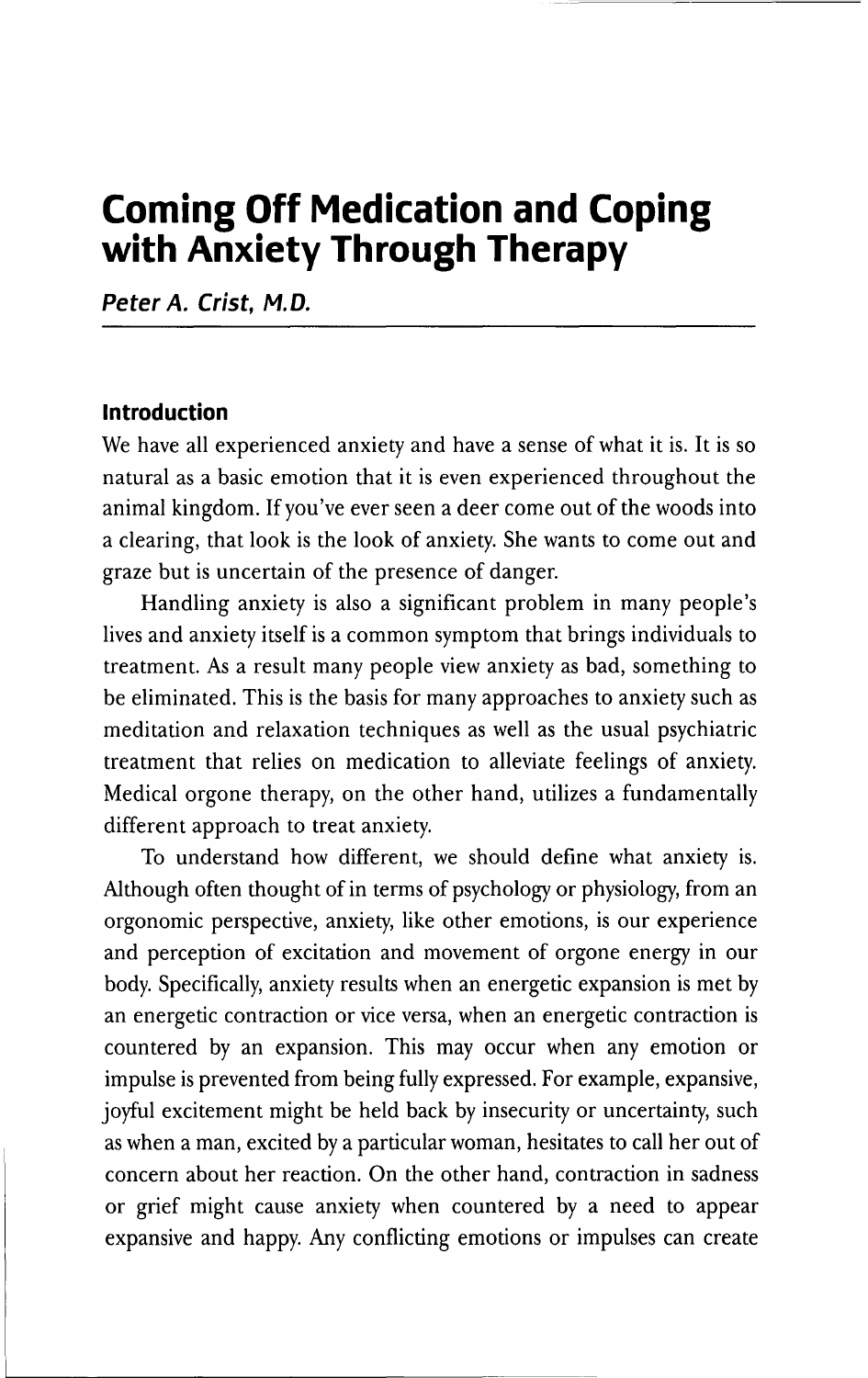# Coming Off Medication and Coping with Anxiety Through Therapy

***Peter A. Crist, M.D.***

## Introduction

We have all experienced anxiety and have a sense of what it is. It is so natural as a basic emotion that it is even experienced throughout the animal kingdom. If you've ever seen a deer come out of the woods into a clearing, that look is the look of anxiety. She wants to come out and graze but is uncertain of the presence of danger.

Handling anxiety is also a significant problem in many people's lives and anxiety itself is a common symptom that brings individuals to treatment. As a result many people view anxiety as bad, something to be eliminated. This is the basis for many approaches to anxiety such as meditation and relaxation techniques as well as the usual psychiatric treatment that relies on medication to alleviate feelings of anxiety. Medical orgone therapy, on the other hand, utilizes a fundamentally different approach to treat anxiety.

To understand how different, we should define what anxiety is. Although often thought of in terms of psychology or physiology, from an orgonomic perspective, anxiety, like other emotions, is our experience and perception of excitation and movement of orgone energy in our body. Specifically, anxiety results when an energetic expansion is met by an energetic contraction or vice versa, when an energetic contraction is countered by an expansion. This may occur when any emotion or impulse is prevented from being fully expressed. For example, expansive, joyful excitement might be held back by insecurity or uncertainty, such as when a man, excited by a particular woman, hesitates to call her out of concern about her reaction. On the other hand, contraction in sadness or grief might cause anxiety when countered by a need to appear expansive and happy. Any conflicting emotions or impulses can create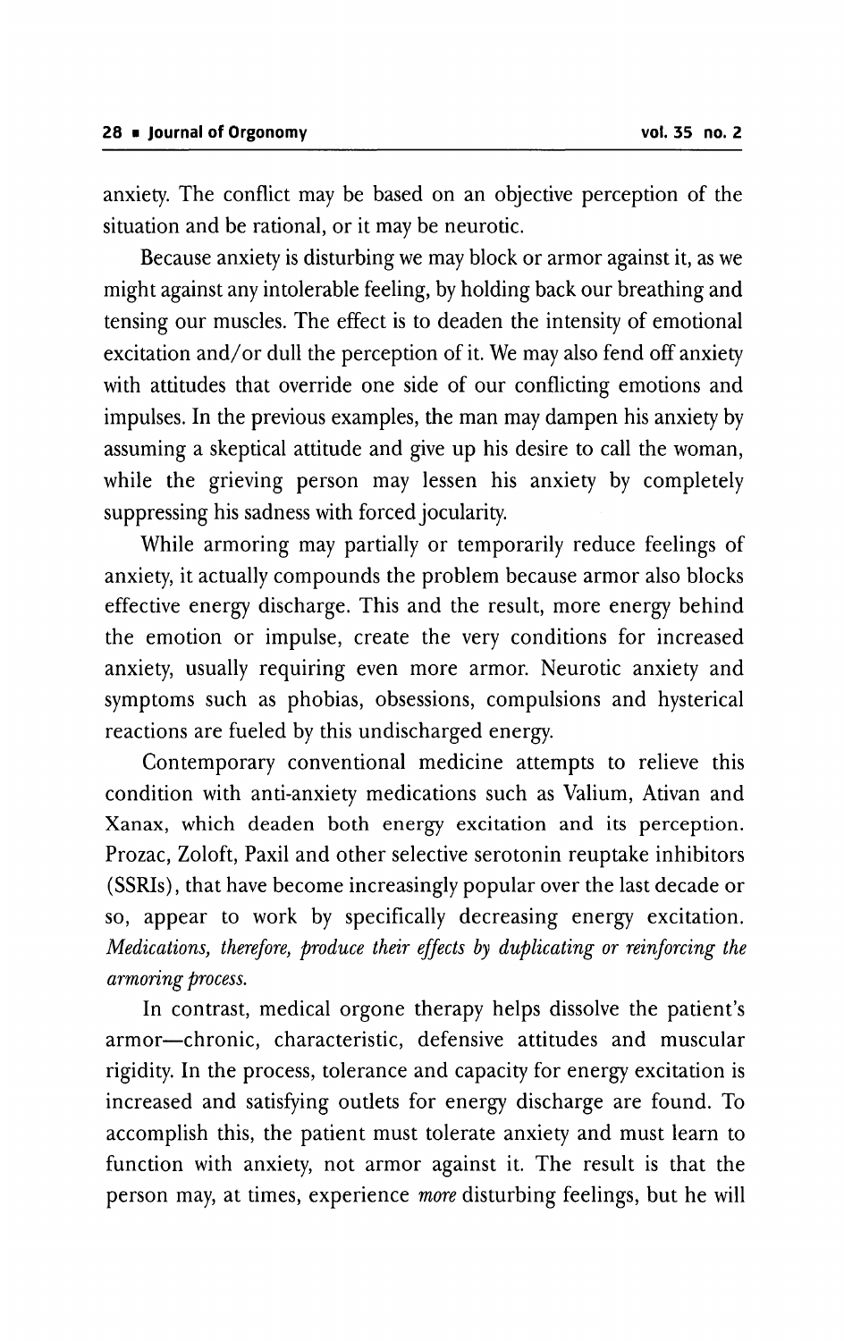anxiety. The conflict may be based on an objective perception of the situation and be rational, or it may be neurotic.

Because anxiety is disturbing we may block or armor against it, as we might against any intolerable feeling, by holding back our breathing and tensing our muscles. The effect is to deaden the intensity of emotional excitation and/or dull the perception of it. We may also fend off anxiety with attitudes that override one side of our conflicting emotions and impulses. In the previous examples, the man may dampen his anxiety by assuming a skeptical attitude and give up his desire to call the woman, while the grieving person may lessen his anxiety by completely suppressing his sadness with forced jocularity.

While armoring may partially or temporarily reduce feelings of anxiety, it actually compounds the problem because armor also blocks effective energy discharge. This and the result, more energy behind the emotion or impulse, create the very conditions for increased anxiety, usually requiring even more armor. Neurotic anxiety and symptoms such as phobias, obsessions, compulsions and hysterical reactions are fueled by this undischarged energy.

Contemporary conventional medicine attempts to relieve this condition with anti-anxiety medications such as Valium, Ativan and Xanax, which deaden both energy excitation and its perception. Prozac, Zoloft, Paxil and other selective serotonin reuptake inhibitors (SSRIs), that have become increasingly popular over the last decade or so, appear to work by specifically decreasing energy excitation. *Medications, therefore, produce their effects by duplicating or reinforcing the armoring process.*

In contrast, medical orgone therapy helps dissolve the patient's armor—chronic, characteristic, defensive attitudes and muscular rigidity. In the process, tolerance and capacity for energy excitation is increased and satisfying outlets for energy discharge are found. To accomplish this, the patient must tolerate anxiety and must learn to function with anxiety, not armor against it. The result is that the person may, at times, experience *more* disturbing feelings, but he will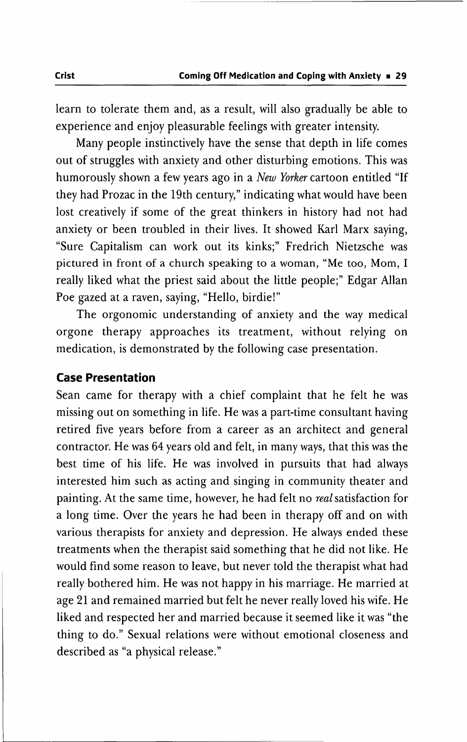learn to tolerate them and, as a result, will also gradually be able to experience and enjoy pleasurable feelings with greater intensity.

Many people instinctively have the sense that depth in life comes out of struggles with anxiety and other disturbing emotions. This was humorously shown a few years ago in a *New Yorker* cartoon entitled "If they had Prozac in the 19th century," indicating what would have been lost creatively if some of the great thinkers in history had not had anxiety or been troubled in their lives. It showed Karl Marx saying, "Sure Capitalism can work out its kinks;" Fredrich Nietzsche was pictured in front of a church speaking to a woman, "Me too, Mom, I really liked what the priest said about the little people;" Edgar Allan Poe gazed at a raven, saying, "Hello, birdie!"

The orgonomic understanding of anxiety and the way medical orgone therapy approaches its treatment, without relying on medication, is demonstrated by the following case presentation.

## Case Presentation

Sean came for therapy with a chief complaint that he felt he was missing out on something in life. He was a part-time consultant having retired five years before from a career as an architect and general contractor. He was 64 years old and felt, in many ways, that this was the best time of his life. He was involved in pursuits that had always interested him such as acting and singing in community theater and painting. At the same time, however, he had felt no *real* satisfaction for a long time. Over the years he had been in therapy off and on with various therapists for anxiety and depression. He always ended these treatments when the therapist said something that he did not like. He would find some reason to leave, but never told the therapist what had really bothered him. He was not happy in his marriage. He married at age 21 and remained married but felt he never really loved his wife. He liked and respected her and married because it seemed like it was "the thing to do." Sexual relations were without emotional closeness and described as "a physical release."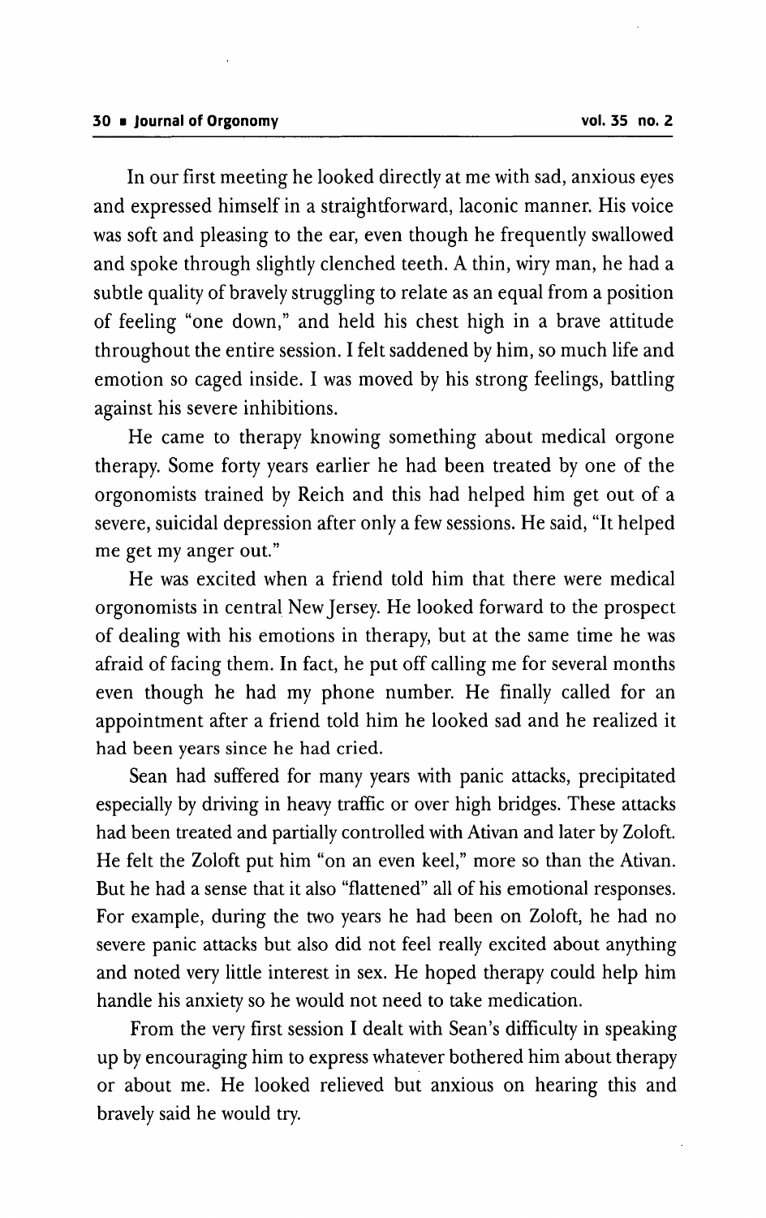In our first meeting he looked directly at me with sad, anxious eyes and expressed himself in a straightforward, laconic manner. His voice was soft and pleasing to the ear, even though he frequently swallowed and spoke through slightly clenched teeth. A thin, wiry man, he had a subtle quality of bravely struggling to relate as an equal from a position of feeling "one down," and held his chest high in a brave attitude throughout the entire session. I felt saddened by him, so much life and emotion so caged inside. I was moved by his strong feelings, battling against his severe inhibitions.

He came to therapy knowing something about medical orgone therapy. Some forty years earlier he had been treated by one of the orgonomists trained by Reich and this had helped him get out of a severe, suicidal depression after only a few sessions. He said, "It helped me get my anger out."

He was excited when a friend told him that there were medical orgonomists in central New Jersey. He looked forward to the prospect of dealing with his emotions in therapy, but at the same time he was afraid of facing them. In fact, he put off calling me for several months even though he had my phone number. He finally called for an appointment after a friend told him he looked sad and he realized it had been years since he had cried.

Sean had suffered for many years with panic attacks, precipitated especially by driving in heavy traffic or over high bridges. These attacks had been treated and partially controlled with Ativan and later by Zoloft. He felt the Zoloft put him "on an even keel," more so than the Ativan. But he had a sense that it also "flattened" all of his emotional responses. For example, during the two years he had been on Zoloft, he had no severe panic attacks but also did not feel really excited about anything and noted very little interest in sex. He hoped therapy could help him handle his anxiety so he would not need to take medication.

From the very first session I dealt with Sean's difficulty in speaking up by encouraging him to express whatever bothered him about therapy or about me. He looked relieved but anxious on hearing this and bravely said he would try.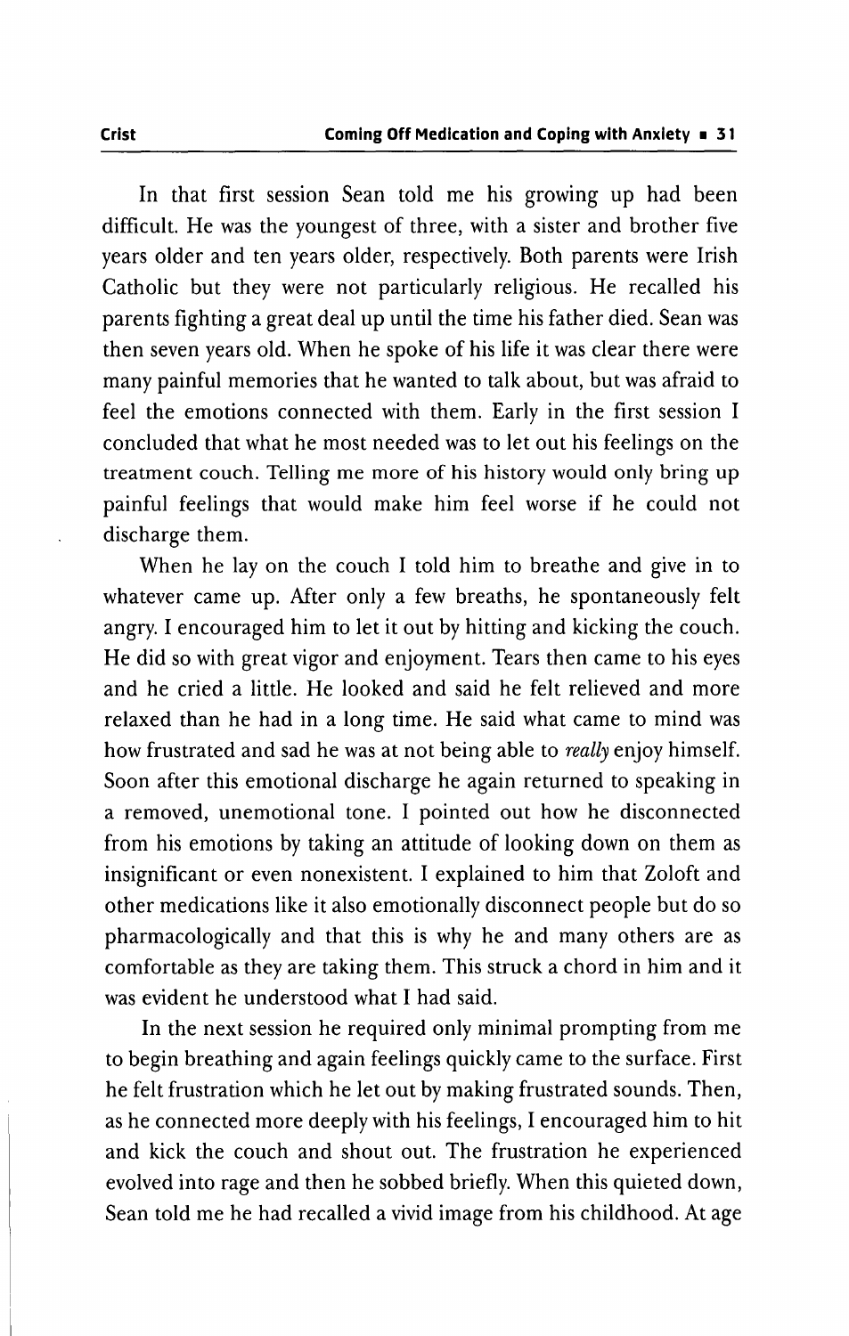In that first session Sean told me his growing up had been difficult. He was the youngest of three, with a sister and brother five years older and ten years older, respectively. Both parents were Irish Catholic but they were not particularly religious. He recalled his parents fighting a great deal up until the time his father died. Sean was then seven years old. When he spoke of his life it was clear there were many painful memories that he wanted to talk about, but was afraid to feel the emotions connected with them. Early in the first session I concluded that what he most needed was to let out his feelings on the treatment couch. Telling me more of his history would only bring up painful feelings that would make him feel worse if he could not discharge them.

When he lay on the couch I told him to breathe and give in to whatever came up. After only a few breaths, he spontaneously felt angry. I encouraged him to let it out by hitting and kicking the couch. He did so with great vigor and enjoyment. Tears then came to his eyes and he cried a little. He looked and said he felt relieved and more relaxed than he had in a long time. He said what came to mind was how frustrated and sad he was at not being able to *really* enjoy himself. Soon after this emotional discharge he again returned to speaking in a removed, unemotional tone. I pointed out how he disconnected from his emotions by taking an attitude of looking down on them as insignificant or even nonexistent. I explained to him that Zoloft and other medications like it also emotionally disconnect people but do so pharmacologically and that this is why he and many others are as comfortable as they are taking them. This struck a chord in him and it was evident he understood what I had said.

In the next session he required only minimal prompting from me to begin breathing and again feelings quickly came to the surface. First he felt frustration which he let out by making frustrated sounds. Then, as he connected more deeply with his feelings, I encouraged him to hit and kick the couch and shout out. The frustration he experienced evolved into rage and then he sobbed briefly. When this quieted down, Sean told me he had recalled a vivid image from his childhood. At age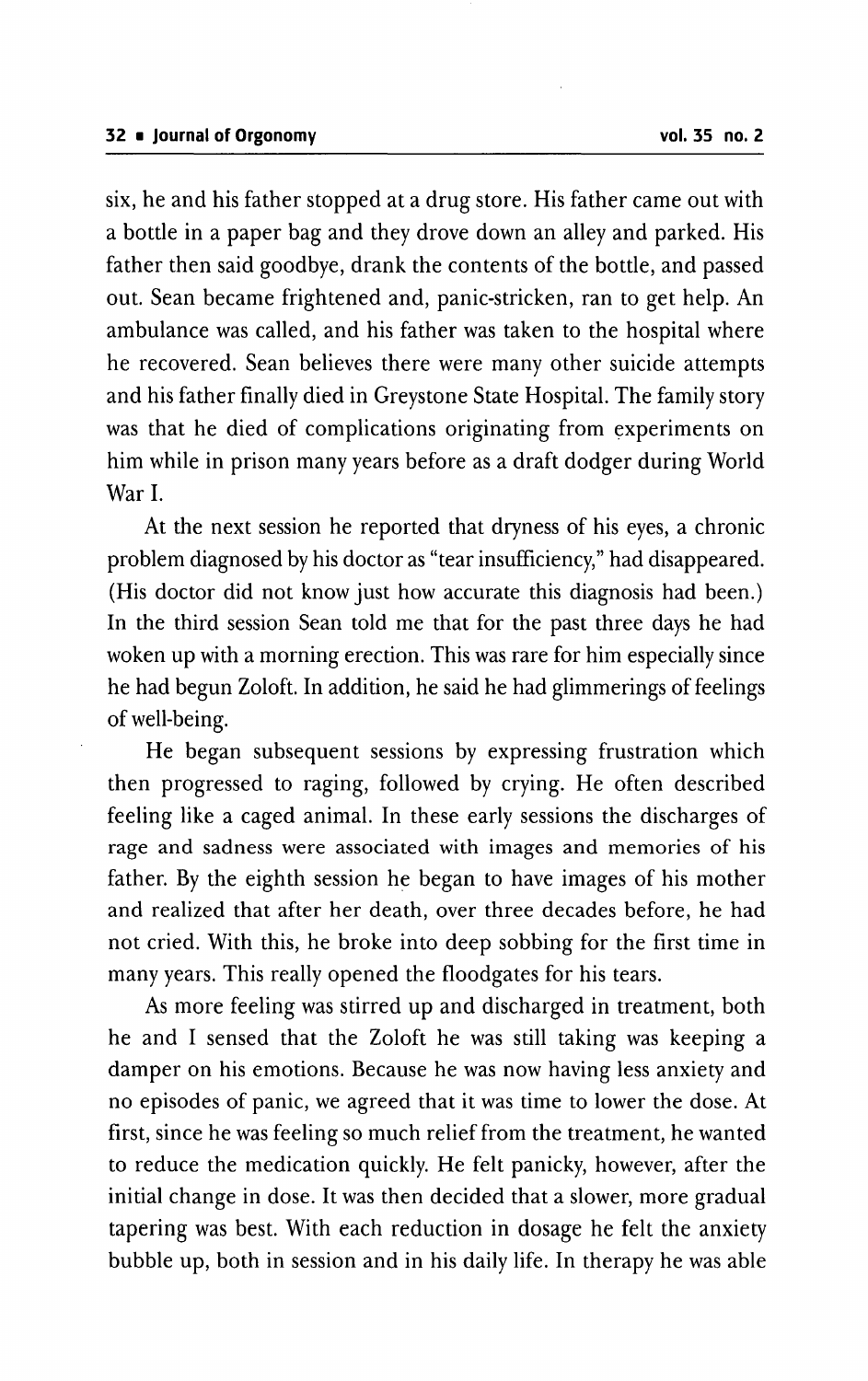six, he and his father stopped at a drug store. His father came out with a bottle in a paper bag and they drove down an alley and parked. His father then said goodbye, drank the contents of the bottle, and passed out. Sean became frightened and, panic-stricken, ran to get help. An ambulance was called, and his father was taken to the hospital where he recovered. Sean believes there were many other suicide attempts and his father finally died in Greystone State Hospital. The family story was that he died of complications originating from experiments on him while in prison many years before as a draft dodger during World War I.

At the next session he reported that dryness of his eyes, a chronic problem diagnosed by his doctor as "tear insufficiency," had disappeared. (His doctor did not know just how accurate this diagnosis had been.) In the third session Sean told me that for the past three days he had woken up with a morning erection. This was rare for him especially since he had begun Zoloft. In addition, he said he had glimmerings of feelings of well-being.

He began subsequent sessions by expressing frustration which then progressed to raging, followed by crying. He often described feeling like a caged animal. In these early sessions the discharges of rage and sadness were associated with images and memories of his father. By the eighth session he began to have images of his mother and realized that after her death, over three decades before, he had not cried. With this, he broke into deep sobbing for the first time in many years. This really opened the floodgates for his tears.

As more feeling was stirred up and discharged in treatment, both he and I sensed that the Zoloft he was still taking was keeping a damper on his emotions. Because he was now having less anxiety and no episodes of panic, we agreed that it was time to lower the dose. At first, since he was feeling so much relief from the treatment, he wanted to reduce the medication quickly. He felt panicky, however, after the initial change in dose. It was then decided that a slower, more gradual tapering was best. With each reduction in dosage he felt the anxiety bubble up, both in session and in his daily life. In therapy he was able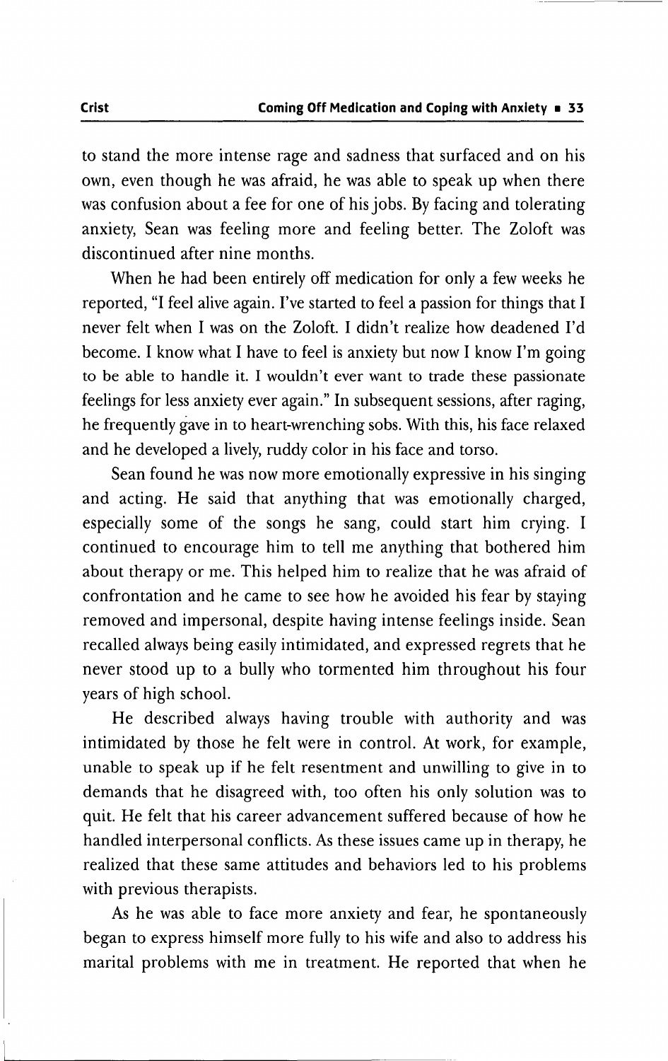to stand the more intense rage and sadness that surfaced and on his own, even though he was afraid, he was able to speak up when there was confusion about a fee for one of his jobs. By facing and tolerating anxiety, Sean was feeling more and feeling better. The Zoloft was discontinued after nine months.

When he had been entirely off medication for only a few weeks he reported, "I feel alive again. I've started to feel a passion for things that I never felt when I was on the Zoloft. I didn't realize how deadened I'd become. I know what I have to feel is anxiety but now I know I'm going to be able to handle it. I wouldn't ever want to trade these passionate feelings for less anxiety ever again." In subsequent sessions, after raging, he frequently gave in to heart-wrenching sobs. With this, his face relaxed and he developed a lively, ruddy color in his face and torso.

Sean found he was now more emotionally expressive in his singing and acting. He said that anything that was emotionally charged, especially some of the songs he sang, could start him crying. I continued to encourage him to tell me anything that bothered him about therapy or me. This helped him to realize that he was afraid of confrontation and he came to see how he avoided his fear by staying removed and impersonal, despite having intense feelings inside. Sean recalled always being easily intimidated, and expressed regrets that he never stood up to a bully who tormented him throughout his four years of high school.

He described always having trouble with authority and was intimidated by those he felt were in control. At work, for example, unable to speak up if he felt resentment and unwilling to give in to demands that he disagreed with, too often his only solution was to quit. He felt that his career advancement suffered because of how he handled interpersonal conflicts. As these issues came up in therapy, he realized that these same attitudes and behaviors led to his problems with previous therapists.

As he was able to face more anxiety and fear, he spontaneously began to express himself more fully to his wife and also to address his marital problems with me in treatment. He reported that when he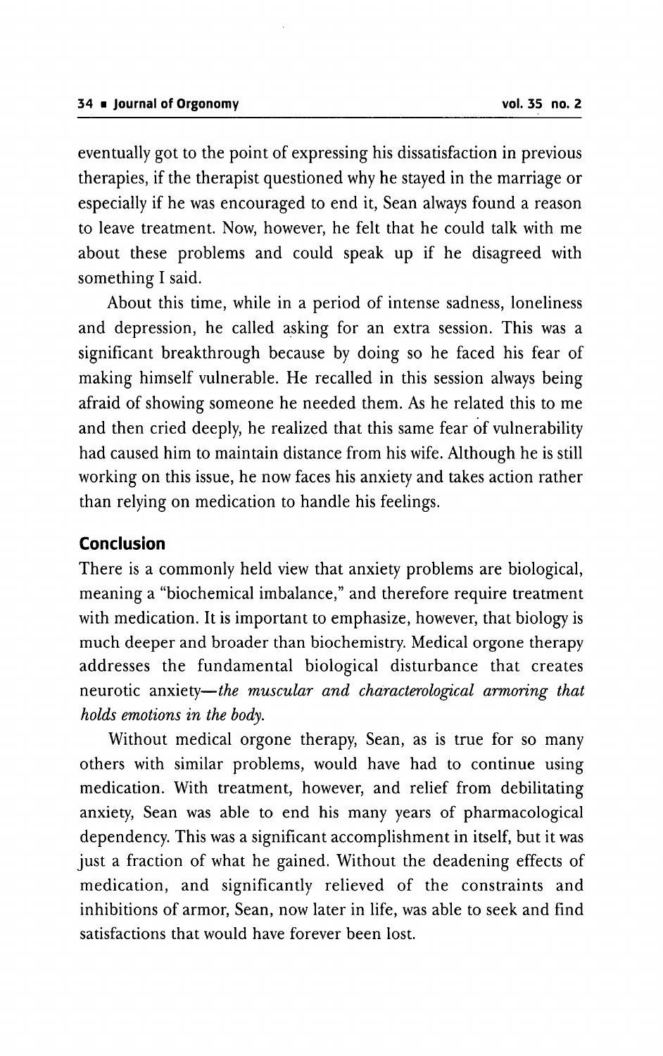eventually got to the point of expressing his dissatisfaction in previous therapies, if the therapist questioned why he stayed in the marriage or especially if he was encouraged to end it, Sean always found a reason to leave treatment. Now, however, he felt that he could talk with me about these problems and could speak up if he disagreed with something I said.

About this time, while in a period of intense sadness, loneliness and depression, he called asking for an extra session. This was a significant breakthrough because by doing so he faced his fear of making himself vulnerable. He recalled in this session always being afraid of showing someone he needed them. As he related this to me and then cried deeply, he realized that this same fear of vulnerability had caused him to maintain distance from his wife. Although he is still working on this issue, he now faces his anxiety and takes action rather than relying on medication to handle his feelings.

## Conclusion

There is a commonly held view that anxiety problems are biological, meaning a "biochemical imbalance," and therefore require treatment with medication. It is important to emphasize, however, that biology is much deeper and broader than biochemistry. Medical orgone therapy addresses the fundamental biological disturbance that creates neurotic anxiety—*the muscular and characterological armoring that holds emotions in the body.*

Without medical orgone therapy, Sean, as is true for so many others with similar problems, would have had to continue using medication. With treatment, however, and relief from debilitating anxiety, Sean was able to end his many years of pharmacological dependency. This was a significant accomplishment in itself, but it was just a fraction of what he gained. Without the deadening effects of medication, and significantly relieved of the constraints and inhibitions of armor, Sean, now later in life, was able to seek and find satisfactions that would have forever been lost.